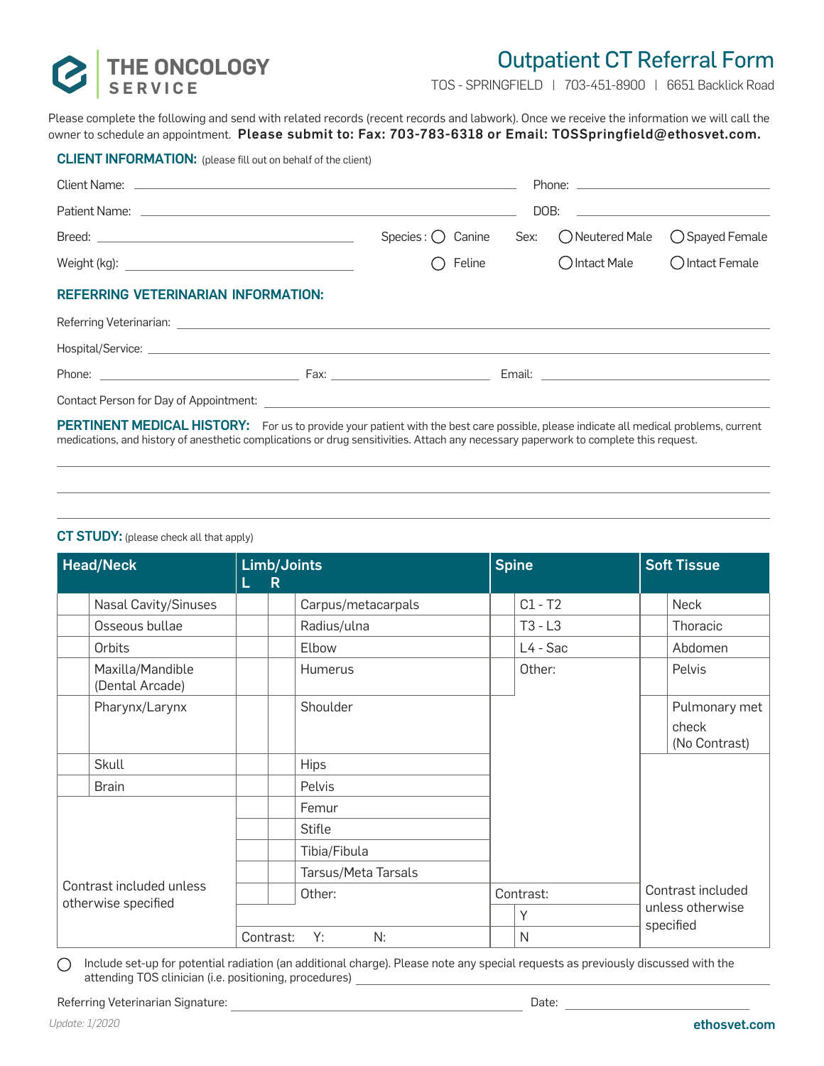# THE ONCOLOGY SERVICE

## Outpatient CT Referral Form

TOS - SPRINGFIELD | 703-451-8900 | 6651 Backlick Road

Please complete the following and send with related records (recent records and labwork). Once we receive the information we will call the owner to schedule an appointment. **Please submit to: Fax: 703-783-6318 or Email: TOSSpringfield@ethosvet.com.**

### CLIENT INFORMATION: (please fill out on behalf of the client)

Client Name: ______________________ Phone: ______________________

Patient Name: ______________________ DOB: ______________________

Breed: ______________________ Species : ◯ Canine ◯ Feline Sex: ◯ Neutered Male ◯ Spayed Female ◯ Intact Male ◯ Intact Female

Weight (kg): ______________________

### REFERRING VETERINARIAN INFORMATION:

Referring Veterinarian: ______________________

Hospital/Service: ______________________

Phone: ______________ Fax: ______________ Email: ______________

Contact Person for Day of Appointment: ______________________

**PERTINENT MEDICAL HISTORY:** For us to provide your patient with the best care possible, please indicate all medical problems, current medications, and history of anesthetic complications or drug sensitivities. Attach any necessary paperwork to complete this request.

______________________________________________

______________________________________________

______________________________________________

### CT STUDY: (please check all that apply)

| Head/Neck | | Limb/Joints L | R | | Spine | | Soft Tissue | |
|---|---|---|---|---|---|---|---|---|
| | Nasal Cavity/Sinuses | | | Carpus/metacarpals | | C1 - T2 | | Neck |
| | Osseous bullae | | | Radius/ulna | | T3 - L3 | | Thoracic |
| | Orbits | | | Elbow | | L4 - Sac | | Abdomen |
| | Maxilla/Mandible (Dental Arcade) | | | Humerus | | Other: | | Pelvis |
| | Pharynx/Larynx | | | Shoulder | | | | Pulmonary met check (No Contrast) |
| | Skull | | | Hips | | | | |
| | Brain | | | Pelvis | | | | |
| | | | | Femur | | | | |
| | | | | Stifle | | | | |
| | | | | Tibia/Fibula | | | | |
| | | | | Tarsus/Meta Tarsals | | | | |
| Contrast included unless otherwise specified | | | | Other: | Contrast: | | Contrast included unless otherwise specified | |
| | | | | | | Y | | |
| | | Contrast: Y: N: | | | | N | | |

◯ Include set-up for potential radiation (an additional charge). Please note any special requests as previously discussed with the attending TOS clinician (i.e. positioning, procedures) ______________________

Referring Veterinarian Signature: ______________________ Date: ______________

*Update: 1/2020*

ethosvet.com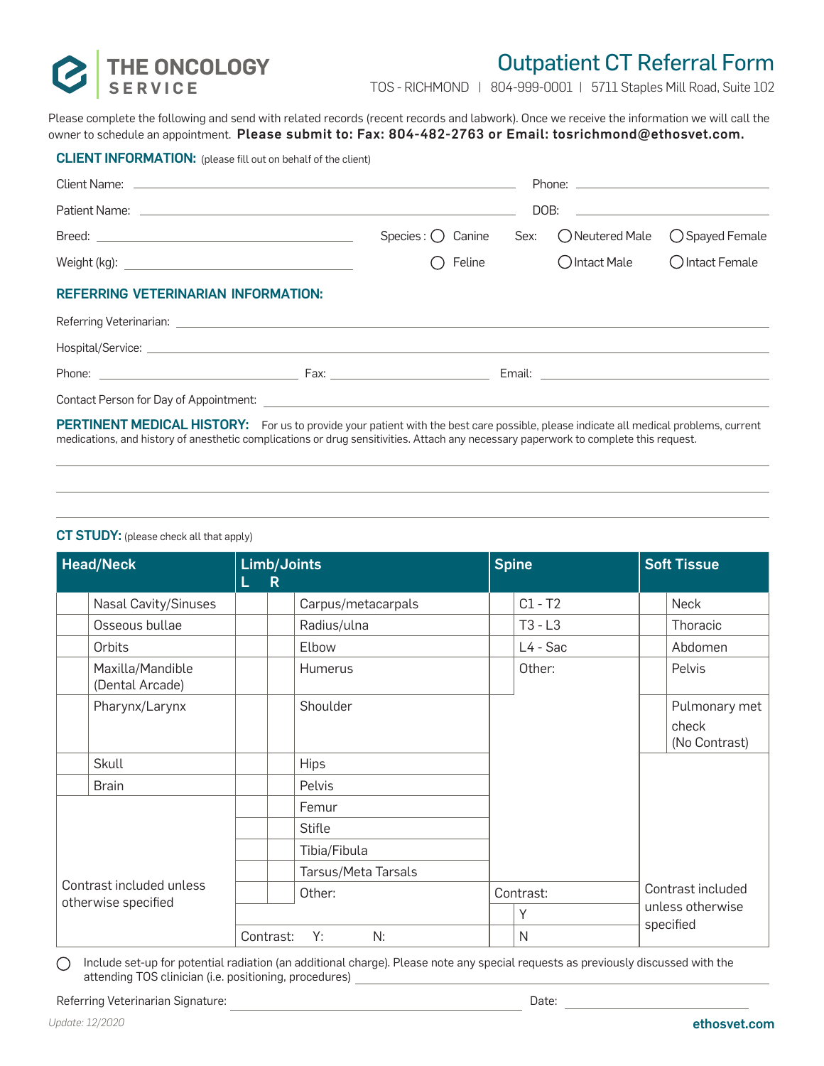# THE ONCOLOGY SERVICE

## Outpatient CT Referral Form

TOS - RICHMOND | 804-999-0001 | 5711 Staples Mill Road, Suite 102

Please complete the following and send with related records (recent records and labwork). Once we receive the information we will call the owner to schedule an appointment. **Please submit to: Fax: 804-482-2763 or Email: tosrichmond@ethosvet.com.**

### CLIENT INFORMATION: (please fill out on behalf of the client)

Client Name: ____________________ Phone: ____________________

Patient Name: ____________________ DOB: ____________________

Breed: ____________________ Species : ◯ Canine ◯ Feline Sex: ◯ Neutered Male ◯ Spayed Female ◯ Intact Male ◯ Intact Female

Weight (kg): ____________________

### REFERRING VETERINARIAN INFORMATION:

Referring Veterinarian: ____________________

Hospital/Service: ____________________

Phone: ____________________ Fax: ____________________ Email: ____________________

Contact Person for Day of Appointment: ____________________

**PERTINENT MEDICAL HISTORY:** For us to provide your patient with the best care possible, please indicate all medical problems, current medications, and history of anesthetic complications or drug sensitivities. Attach any necessary paperwork to complete this request.

____________________

____________________

____________________

### CT STUDY: (please check all that apply)

| | Head/Neck | L | R | Limb/Joints | | Spine | | Soft Tissue |
|---|---|---|---|---|---|---|---|---|
| | Nasal Cavity/Sinuses | | | Carpus/metacarpals | | C1 - T2 | | Neck |
| | Osseous bullae | | | Radius/ulna | | T3 - L3 | | Thoracic |
| | Orbits | | | Elbow | | L4 - Sac | | Abdomen |
| | Maxilla/Mandible (Dental Arcade) | | | Humerus | | Other: | | Pelvis |
| | Pharynx/Larynx | | | Shoulder | | | | Pulmonary met check (No Contrast) |
| | Skull | | | Hips | | | | |
| | Brain | | | Pelvis | | | | |
| | | | | Femur | | | | |
| | | | | Stifle | | | | |
| | | | | Tibia/Fibula | | | | |
| | | | | Tarsus/Meta Tarsals | | | | |
| | Contrast included unless otherwise specified | | | Other: | | Contrast: | | Contrast included unless otherwise specified |
| | | | | | | Y | | |
| | | Contrast: Y: N: | | | | N | | |

◯ Include set-up for potential radiation (an additional charge). Please note any special requests as previously discussed with the attending TOS clinician (i.e. positioning, procedures) ____________________

Referring Veterinarian Signature: ____________________ Date: ____________________

*Update: 12/2020*

ethosvet.com